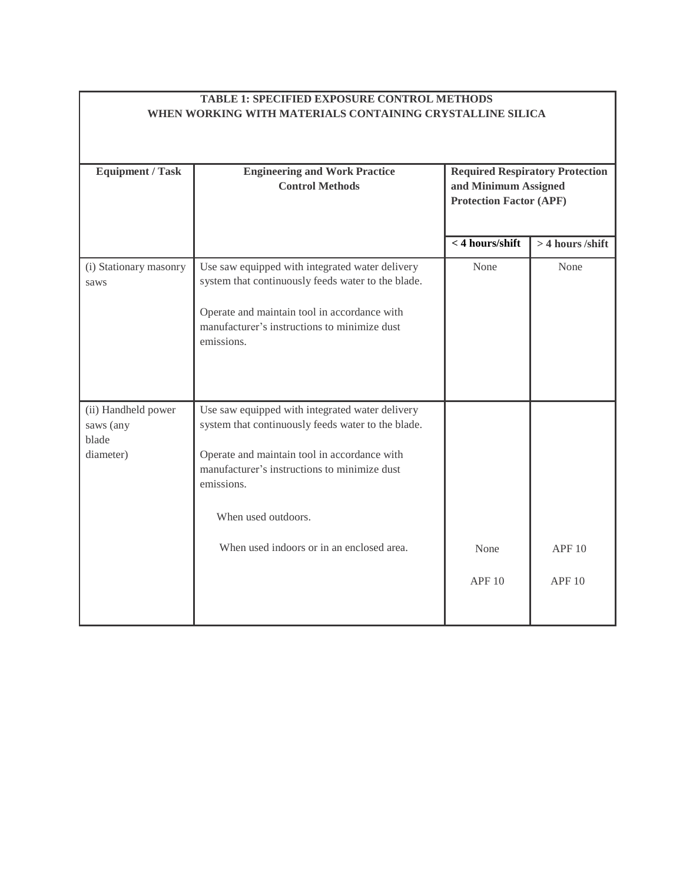**TABLE 1: SPECIFIED EXPOSURE CONTROL METHODS WHEN WORKING WITH MATERIALS CONTAINING CRYSTALLINE SILICA**

| Equipment / Task | Engineering and Work Practice Control Methods | Required Respiratory Protection and Minimum Assigned Protection Factor (APF) | |
|---|---|---|---|
| | | < 4 hours/shift | > 4 hours /shift |
| (i) Stationary masonry saws | Use saw equipped with integrated water delivery system that continuously feeds water to the blade.<br><br>Operate and maintain tool in accordance with manufacturer's instructions to minimize dust emissions. | None | None |
| (ii) Handheld power saws (any blade diameter) | Use saw equipped with integrated water delivery system that continuously feeds water to the blade.<br><br>Operate and maintain tool in accordance with manufacturer's instructions to minimize dust emissions. | | |
| | When used outdoors. | None | APF 10 |
| | When used indoors or in an enclosed area. | APF 10 | APF 10 |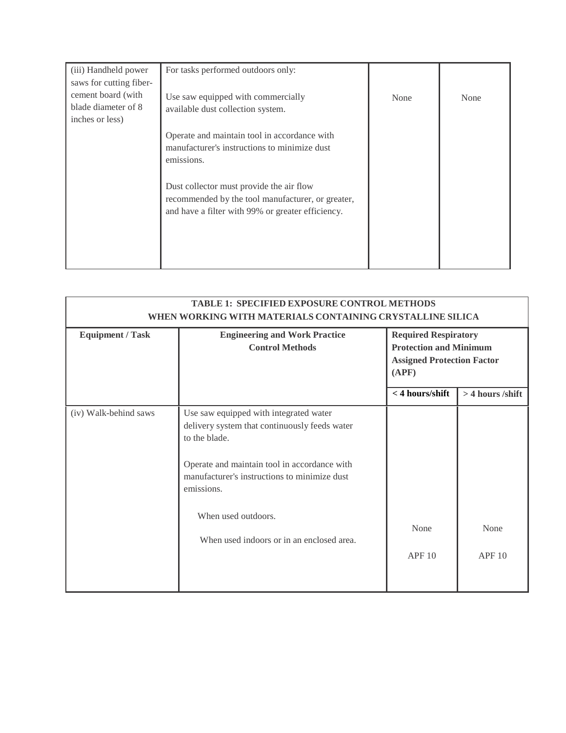| (iii) Handheld power saws for cutting fiber-cement board (with blade diameter of 8 inches or less) | For tasks performed outdoors only:<br><br>Use saw equipped with commercially available dust collection system.<br><br>Operate and maintain tool in accordance with manufacturer's instructions to minimize dust emissions.<br><br>Dust collector must provide the air flow recommended by the tool manufacturer, or greater, and have a filter with 99% or greater efficiency. | None | None |
|---|---|---|---|

| TABLE 1: SPECIFIED EXPOSURE CONTROL METHODS WHEN WORKING WITH MATERIALS CONTAINING CRYSTALLINE SILICA | | | |
|---|---|---|---|
| **Equipment / Task** | **Engineering and Work Practice Control Methods** | **Required Respiratory Protection and Minimum Assigned Protection Factor (APF)** | |
| | | **< 4 hours/shift** | **> 4 hours /shift** |
| (iv) Walk-behind saws | Use saw equipped with integrated water delivery system that continuously feeds water to the blade.<br><br>Operate and maintain tool in accordance with manufacturer's instructions to minimize dust emissions. | | |
| | When used outdoors. | None | None |
| | When used indoors or in an enclosed area. | APF 10 | APF 10 |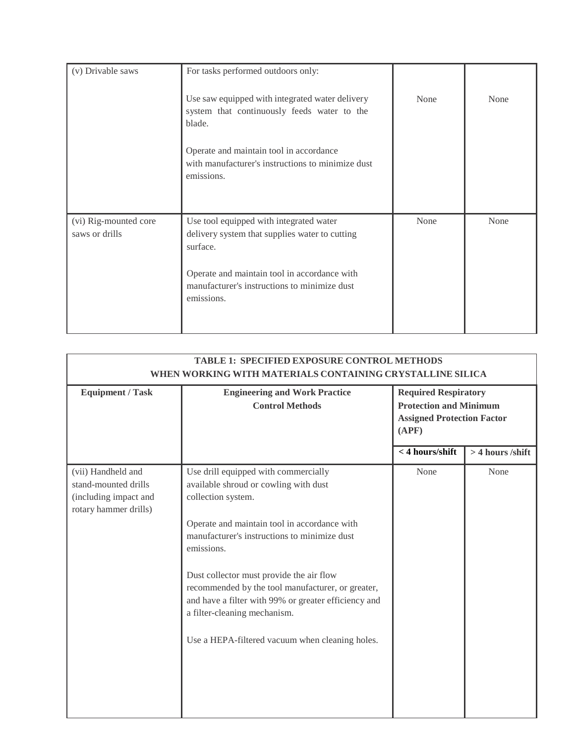| (v) Drivable saws | For tasks performed outdoors only:<br><br>Use saw equipped with integrated water delivery system that continuously feeds water to the blade.<br><br>Operate and maintain tool in accordance with manufacturer's instructions to minimize dust emissions. | None | None |
|---|---|---|---|
| (vi) Rig-mounted core saws or drills | Use tool equipped with integrated water delivery system that supplies water to cutting surface.<br><br>Operate and maintain tool in accordance with manufacturer's instructions to minimize dust emissions. | None | None |

**TABLE 1: SPECIFIED EXPOSURE CONTROL METHODS WHEN WORKING WITH MATERIALS CONTAINING CRYSTALLINE SILICA**

| Equipment / Task | Engineering and Work Practice Control Methods | Required Respiratory Protection and Minimum Assigned Protection Factor (APF) | |
|---|---|---|---|
| | | < 4 hours/shift | > 4 hours /shift |
| (vii) Handheld and stand-mounted drills (including impact and rotary hammer drills) | Use drill equipped with commercially available shroud or cowling with dust collection system.<br><br>Operate and maintain tool in accordance with manufacturer's instructions to minimize dust emissions.<br><br>Dust collector must provide the air flow recommended by the tool manufacturer, or greater, and have a filter with 99% or greater efficiency and a filter-cleaning mechanism.<br><br>Use a HEPA-filtered vacuum when cleaning holes. | None | None |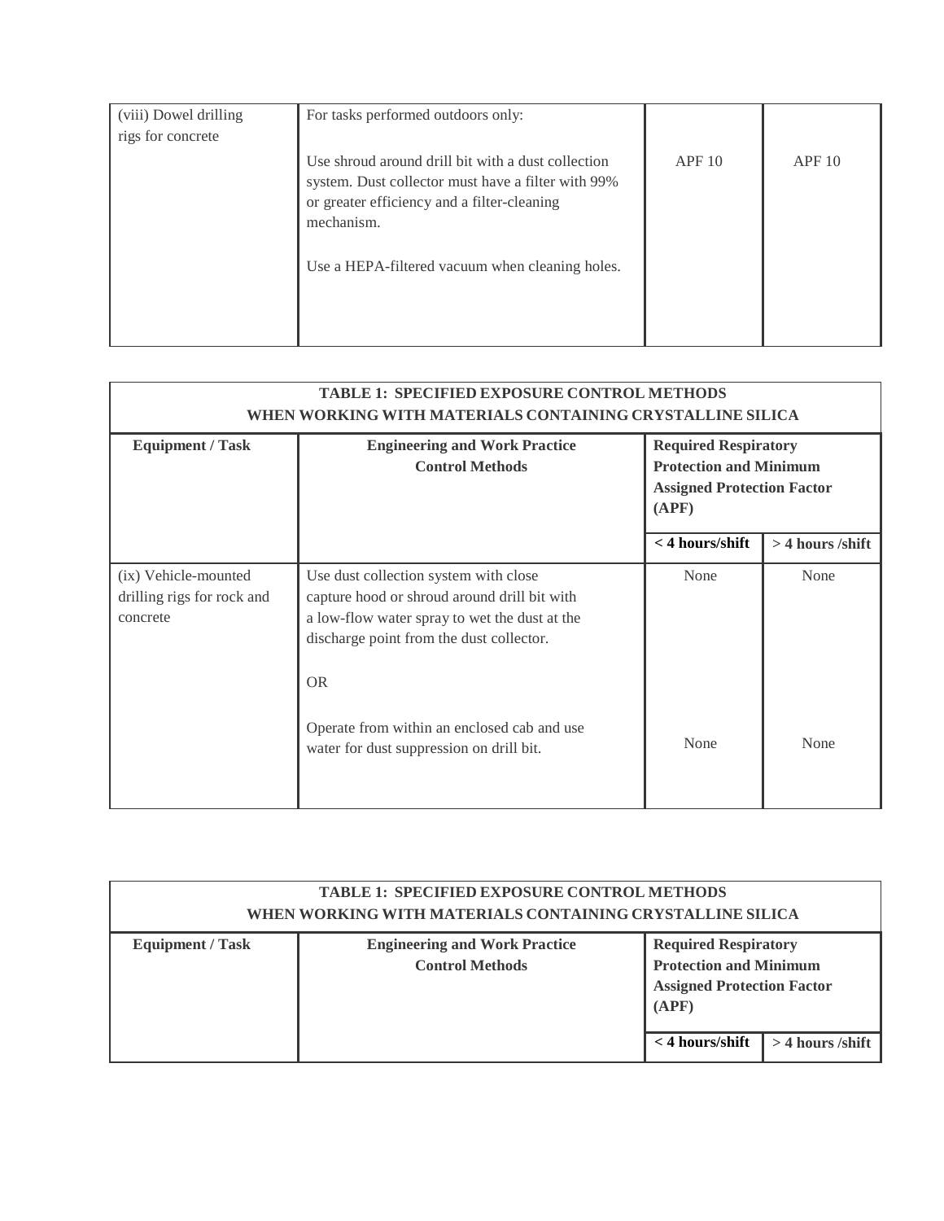| | | | |
|---|---|---|---|
| (viii) Dowel drilling rigs for concrete | For tasks performed outdoors only:<br><br>Use shroud around drill bit with a dust collection system. Dust collector must have a filter with 99% or greater efficiency and a filter-cleaning mechanism.<br><br>Use a HEPA-filtered vacuum when cleaning holes. | APF 10 | APF 10 |

**TABLE 1: SPECIFIED EXPOSURE CONTROL METHODS WHEN WORKING WITH MATERIALS CONTAINING CRYSTALLINE SILICA**

| Equipment / Task | Engineering and Work Practice Control Methods | Required Respiratory Protection and Minimum Assigned Protection Factor (APF) | |
|---|---|---|---|
| | | < 4 hours/shift | > 4 hours /shift |
| (ix) Vehicle-mounted drilling rigs for rock and concrete | Use dust collection system with close capture hood or shroud around drill bit with a low-flow water spray to wet the dust at the discharge point from the dust collector. | None | None |
| | OR | | |
| | Operate from within an enclosed cab and use water for dust suppression on drill bit. | None | None |

**TABLE 1: SPECIFIED EXPOSURE CONTROL METHODS WHEN WORKING WITH MATERIALS CONTAINING CRYSTALLINE SILICA**

| Equipment / Task | Engineering and Work Practice Control Methods | Required Respiratory Protection and Minimum Assigned Protection Factor (APF) | |
|---|---|---|---|
| | | < 4 hours/shift | > 4 hours /shift |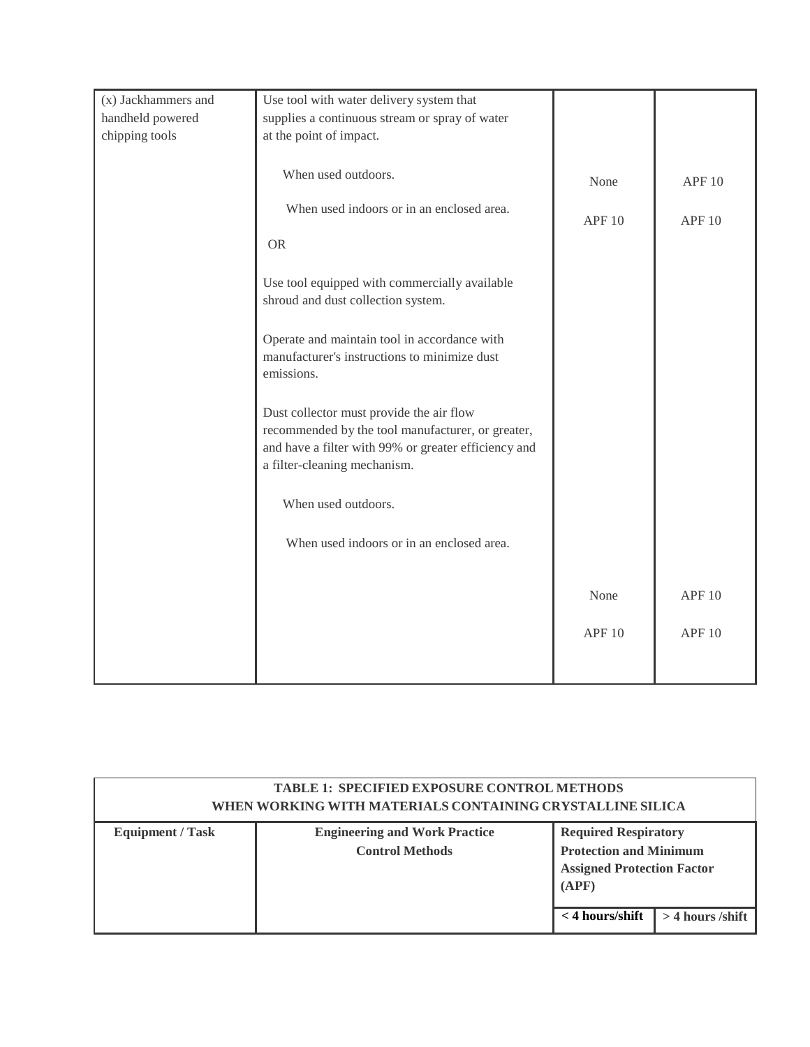| (x) Jackhammers and handheld powered chipping tools | Use tool with water delivery system that supplies a continuous stream or spray of water at the point of impact. | | |
|---|---|---|---|
| | When used outdoors. | None | APF 10 |
| | When used indoors or in an enclosed area. | APF 10 | APF 10 |
| | OR | | |
| | Use tool equipped with commercially available shroud and dust collection system. | | |
| | Operate and maintain tool in accordance with manufacturer's instructions to minimize dust emissions. | | |
| | Dust collector must provide the air flow recommended by the tool manufacturer, or greater, and have a filter with 99% or greater efficiency and a filter-cleaning mechanism. | | |
| | When used outdoors. | None | APF 10 |
| | When used indoors or in an enclosed area. | APF 10 | APF 10 |

| TABLE 1: SPECIFIED EXPOSURE CONTROL METHODS WHEN WORKING WITH MATERIALS CONTAINING CRYSTALLINE SILICA | | | |
|---|---|---|---|
| **Equipment / Task** | **Engineering and Work Practice Control Methods** | **Required Respiratory Protection and Minimum Assigned Protection Factor (APF)** | |
| | | **< 4 hours/shift** | **> 4 hours /shift** |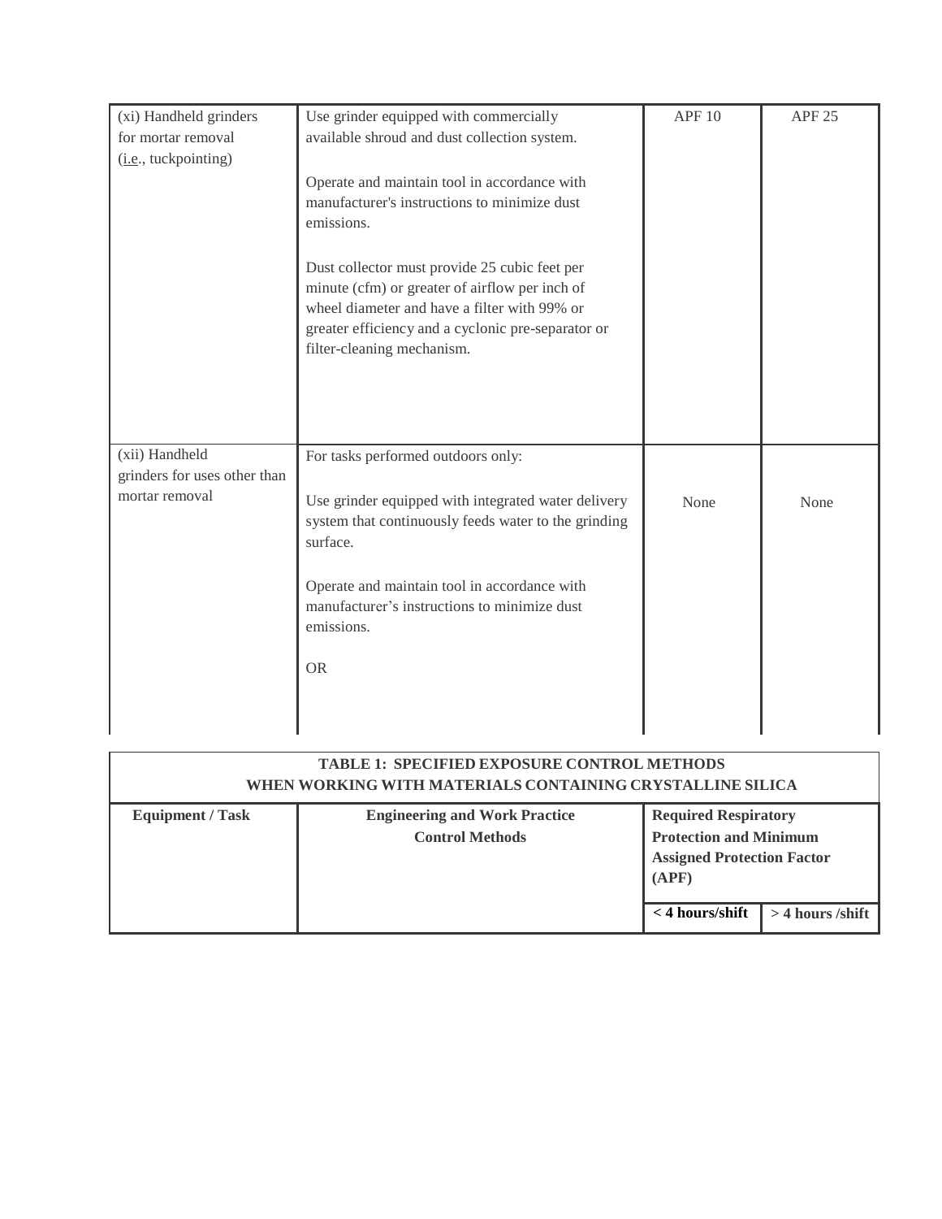| (xi) Handheld grinders for mortar removal (i.e., tuckpointing) | Use grinder equipped with commercially available shroud and dust collection system.<br><br>Operate and maintain tool in accordance with manufacturer's instructions to minimize dust emissions.<br><br>Dust collector must provide 25 cubic feet per minute (cfm) or greater of airflow per inch of wheel diameter and have a filter with 99% or greater efficiency and a cyclonic pre-separator or filter-cleaning mechanism. | APF 10 | APF 25 |
|---|---|---|---|
| (xii) Handheld grinders for uses other than mortar removal | For tasks performed outdoors only:<br><br>Use grinder equipped with integrated water delivery system that continuously feeds water to the grinding surface.<br><br>Operate and maintain tool in accordance with manufacturer's instructions to minimize dust emissions.<br><br>OR | None | None |

**TABLE 1: SPECIFIED EXPOSURE CONTROL METHODS WHEN WORKING WITH MATERIALS CONTAINING CRYSTALLINE SILICA**

| Equipment / Task | Engineering and Work Practice Control Methods | Required Respiratory Protection and Minimum Assigned Protection Factor (APF) | |
|---|---|---|---|
| | | < 4 hours/shift | > 4 hours /shift |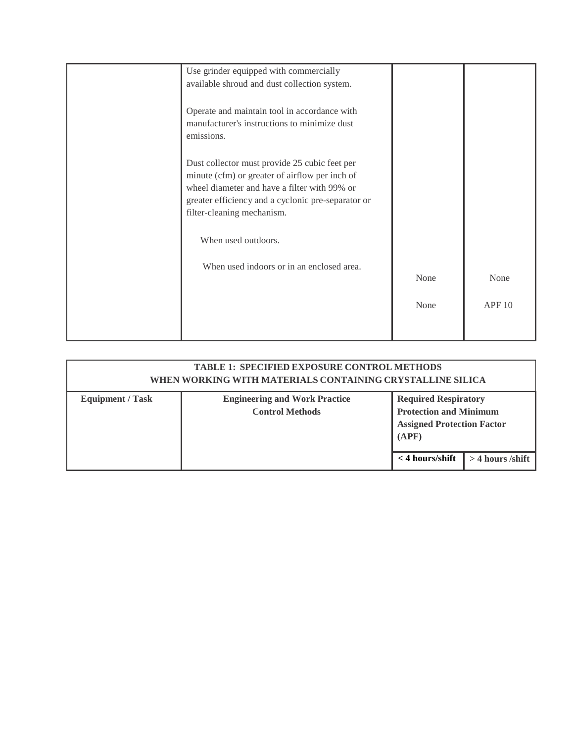| | Use grinder equipped with commercially available shroud and dust collection system.<br><br>Operate and maintain tool in accordance with manufacturer's instructions to minimize dust emissions.<br><br>Dust collector must provide 25 cubic feet per minute (cfm) or greater of airflow per inch of wheel diameter and have a filter with 99% or greater efficiency and a cyclonic pre-separator or filter-cleaning mechanism. | | |
|---|---|---|---|
| | When used outdoors. | None | None |
| | When used indoors or in an enclosed area. | None | APF 10 |

| TABLE 1: SPECIFIED EXPOSURE CONTROL METHODS WHEN WORKING WITH MATERIALS CONTAINING CRYSTALLINE SILICA | | | |
|---|---|---|---|
| **Equipment / Task** | **Engineering and Work Practice Control Methods** | **Required Respiratory Protection and Minimum Assigned Protection Factor (APF)** | |
| | | **< 4 hours/shift** | **> 4 hours /shift** |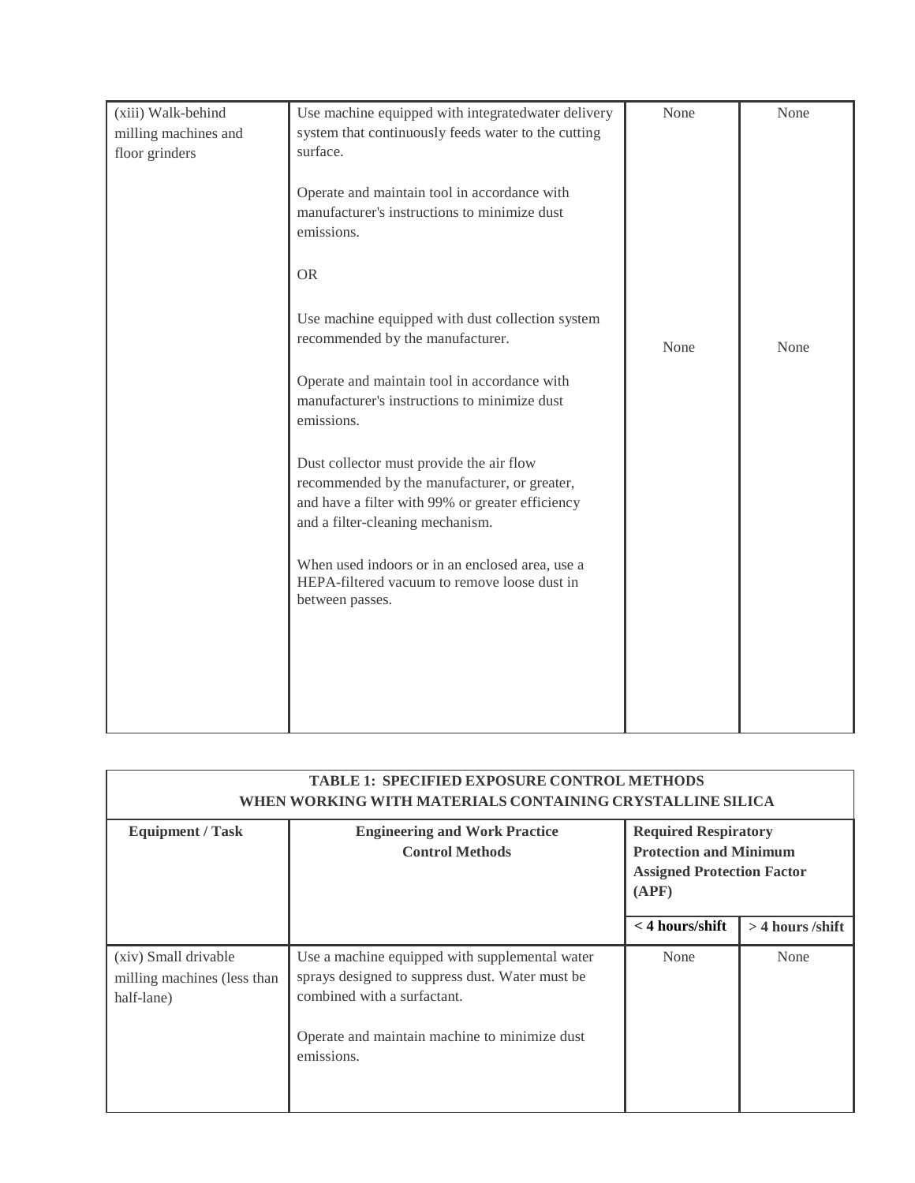| (xiii) Walk-behind milling machines and floor grinders | Use machine equipped with integratedwater delivery system that continuously feeds water to the cutting surface.<br><br>Operate and maintain tool in accordance with manufacturer's instructions to minimize dust emissions.<br><br>OR<br><br>Use machine equipped with dust collection system recommended by the manufacturer.<br><br>Operate and maintain tool in accordance with manufacturer's instructions to minimize dust emissions.<br><br>Dust collector must provide the air flow recommended by the manufacturer, or greater, and have a filter with 99% or greater efficiency and a filter-cleaning mechanism.<br><br>When used indoors or in an enclosed area, use a HEPA-filtered vacuum to remove loose dust in between passes. | None<br><br>None | None<br><br>None |
|---|---|---|---|

| TABLE 1: SPECIFIED EXPOSURE CONTROL METHODS WHEN WORKING WITH MATERIALS CONTAINING CRYSTALLINE SILICA | | | |
|---|---|---|---|
| **Equipment / Task** | **Engineering and Work Practice Control Methods** | **Required Respiratory Protection and Minimum Assigned Protection Factor (APF)** | |
| | | **< 4 hours/shift** | **> 4 hours /shift** |
| (xiv) Small drivable milling machines (less than half-lane) | Use a machine equipped with supplemental water sprays designed to suppress dust. Water must be combined with a surfactant.<br><br>Operate and maintain machine to minimize dust emissions. | None | None |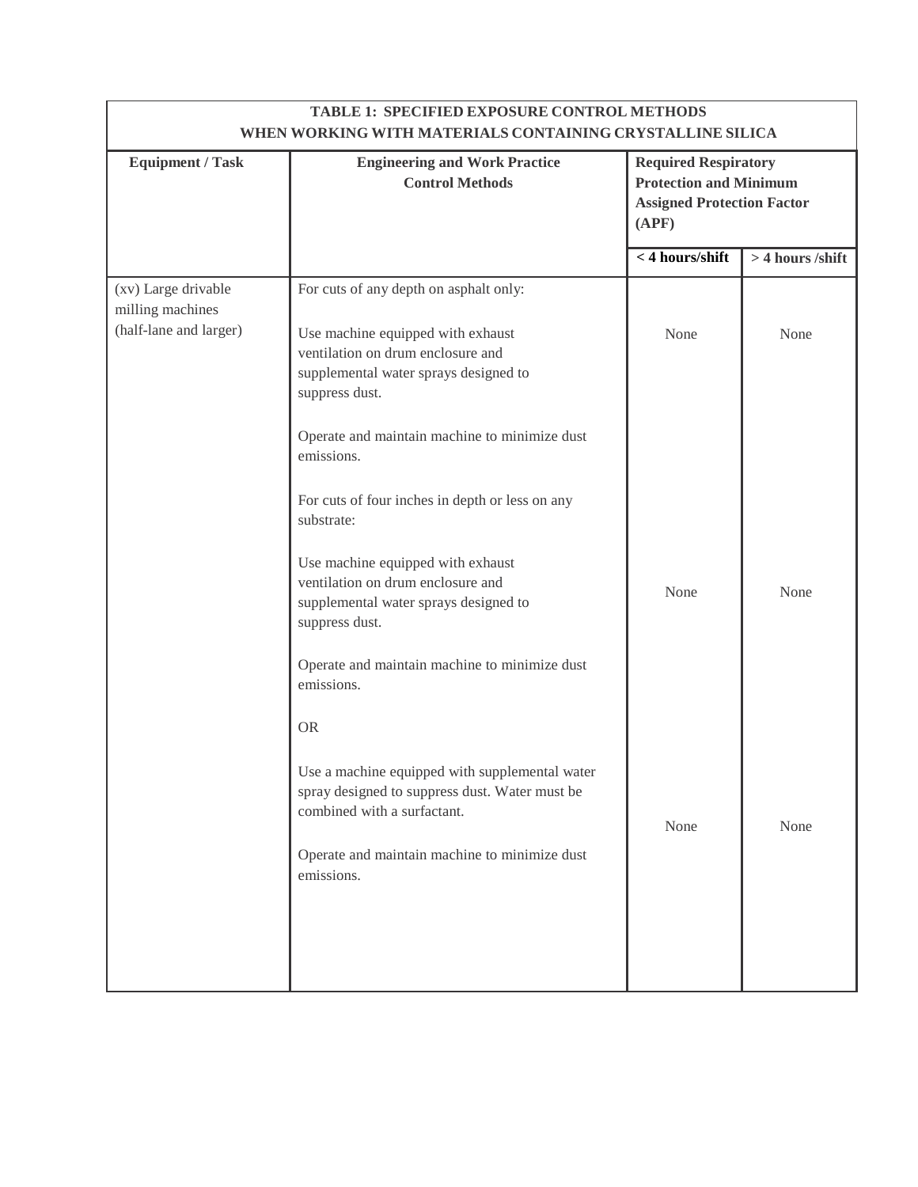| TABLE 1: SPECIFIED EXPOSURE CONTROL METHODS WHEN WORKING WITH MATERIALS CONTAINING CRYSTALLINE SILICA | | | |
|---|---|---|---|
| **Equipment / Task** | **Engineering and Work Practice Control Methods** | **Required Respiratory Protection and Minimum Assigned Protection Factor (APF)** | |
| | | **< 4 hours/shift** | **> 4 hours /shift** |
| (xv) Large drivable milling machines (half-lane and larger) | For cuts of any depth on asphalt only:<br><br>Use machine equipped with exhaust ventilation on drum enclosure and supplemental water sprays designed to suppress dust.<br><br>Operate and maintain machine to minimize dust emissions. | None | None |
| | For cuts of four inches in depth or less on any substrate:<br><br>Use machine equipped with exhaust ventilation on drum enclosure and supplemental water sprays designed to suppress dust.<br><br>Operate and maintain machine to minimize dust emissions. | None | None |
| | OR<br><br>Use a machine equipped with supplemental water spray designed to suppress dust. Water must be combined with a surfactant.<br><br>Operate and maintain machine to minimize dust emissions. | None | None |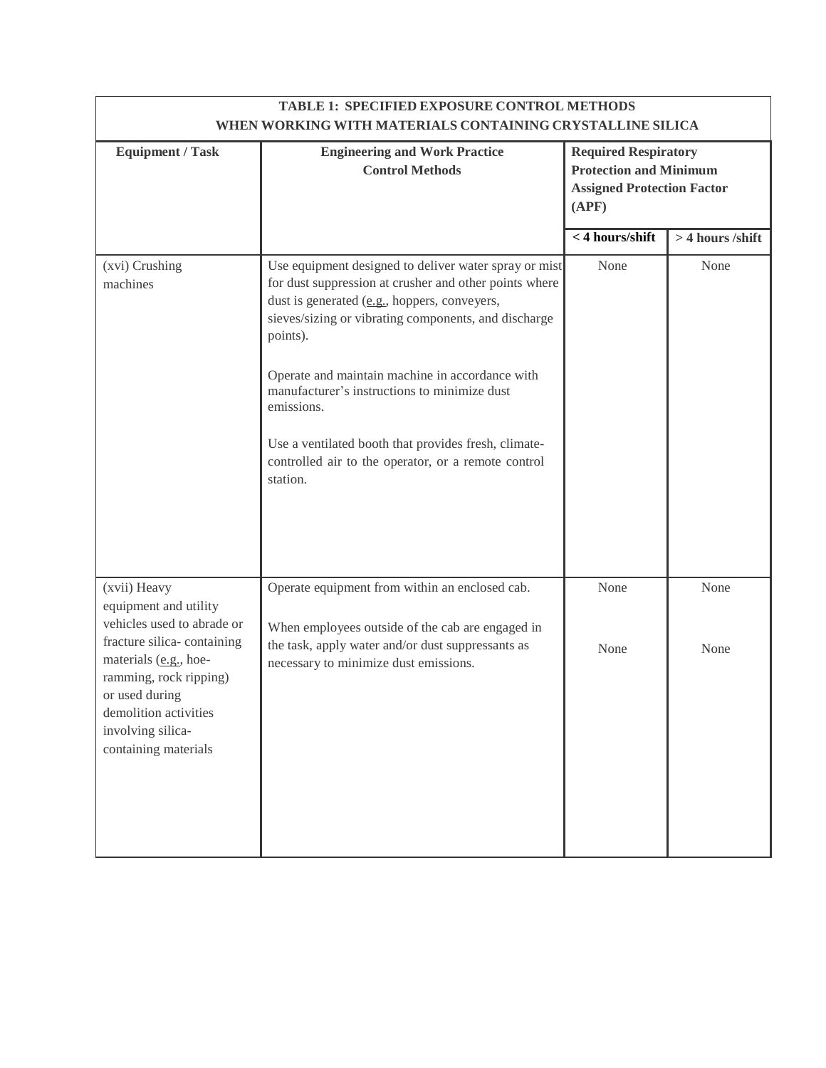| TABLE 1: SPECIFIED EXPOSURE CONTROL METHODS WHEN WORKING WITH MATERIALS CONTAINING CRYSTALLINE SILICA | | | |
|---|---|---|---|
| **Equipment / Task** | **Engineering and Work Practice Control Methods** | **Required Respiratory Protection and Minimum Assigned Protection Factor (APF)** | |
| | | **< 4 hours/shift** | **> 4 hours /shift** |
| (xvi) Crushing machines | Use equipment designed to deliver water spray or mist for dust suppression at crusher and other points where dust is generated (e.g., hoppers, conveyers, sieves/sizing or vibrating components, and discharge points).<br><br>Operate and maintain machine in accordance with manufacturer's instructions to minimize dust emissions.<br><br>Use a ventilated booth that provides fresh, climate-controlled air to the operator, or a remote control station. | None | None |
| (xvii) Heavy equipment and utility vehicles used to abrade or fracture silica- containing materials (e.g., hoe-ramming, rock ripping) or used during demolition activities involving silica-containing materials | Operate equipment from within an enclosed cab.<br><br>When employees outside of the cab are engaged in the task, apply water and/or dust suppressants as necessary to minimize dust emissions. | None<br><br>None | None<br><br>None |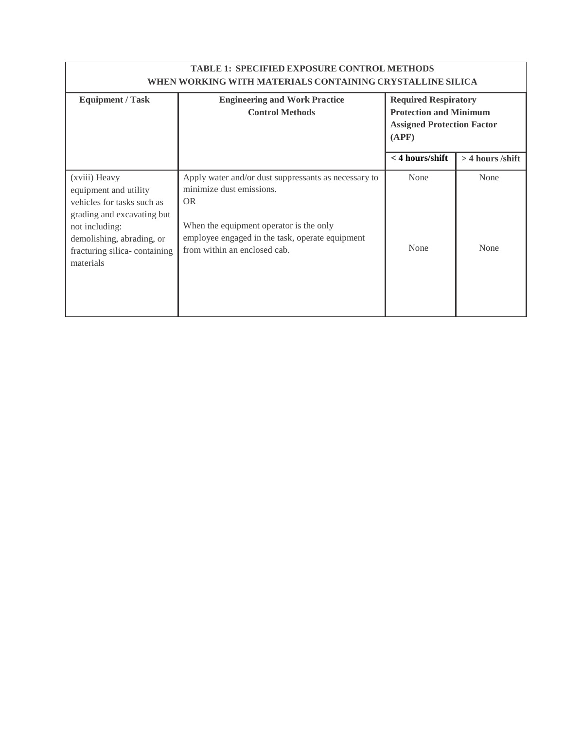| TABLE 1: SPECIFIED EXPOSURE CONTROL METHODS WHEN WORKING WITH MATERIALS CONTAINING CRYSTALLINE SILICA | | | |
|---|---|---|---|
| **Equipment / Task** | **Engineering and Work Practice Control Methods** | **Required Respiratory Protection and Minimum Assigned Protection Factor (APF)** | |
| | | **< 4 hours/shift** | **> 4 hours /shift** |
| (xviii) Heavy equipment and utility vehicles for tasks such as grading and excavating but not including: demolishing, abrading, or fracturing silica- containing materials | Apply water and/or dust suppressants as necessary to minimize dust emissions.<br>OR | None | None |
| | When the equipment operator is the only employee engaged in the task, operate equipment from within an enclosed cab. | None | None |